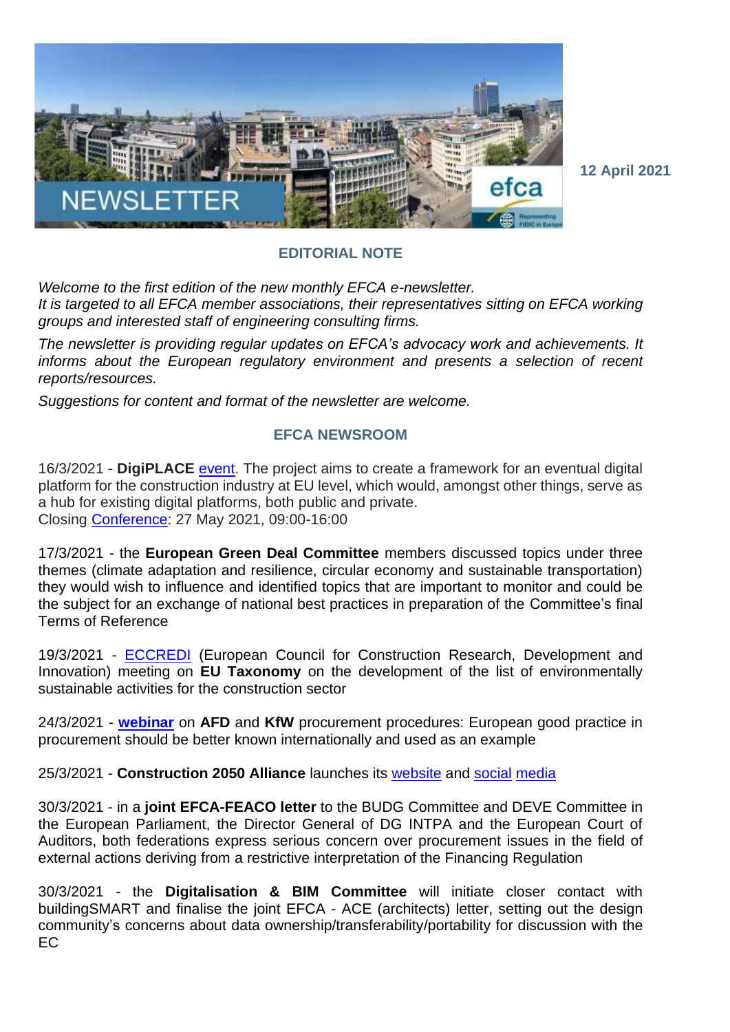12 April 2021

## EDITORIAL NOTE

*Welcome to the first edition of the new monthly EFCA e-newsletter.*
*It is targeted to all EFCA member associations, their representatives sitting on EFCA working groups and interested staff of engineering consulting firms.*

*The newsletter is providing regular updates on EFCA's advocacy work and achievements. It informs about the European regulatory environment and presents a selection of recent reports/resources.*

*Suggestions for content and format of the newsletter are welcome.*

## EFCA NEWSROOM

16/3/2021 - **DigiPLACE** event. The project aims to create a framework for an eventual digital platform for the construction industry at EU level, which would, amongst other things, serve as a hub for existing digital platforms, both public and private.
Closing Conference: 27 May 2021, 09:00-16:00

17/3/2021 - the **European Green Deal Committee** members discussed topics under three themes (climate adaptation and resilience, circular economy and sustainable transportation) they would wish to influence and identified topics that are important to monitor and could be the subject for an exchange of national best practices in preparation of the Committee's final Terms of Reference

19/3/2021 - ECCREDI (European Council for Construction Research, Development and Innovation) meeting on **EU Taxonomy** on the development of the list of environmentally sustainable activities for the construction sector

24/3/2021 - **webinar** on **AFD** and **KfW** procurement procedures: European good practice in procurement should be better known internationally and used as an example

25/3/2021 - **Construction 2050 Alliance** launches its website and social media

30/3/2021 - in a **joint EFCA-FEACO letter** to the BUDG Committee and DEVE Committee in the European Parliament, the Director General of DG INTPA and the European Court of Auditors, both federations express serious concern over procurement issues in the field of external actions deriving from a restrictive interpretation of the Financing Regulation

30/3/2021 - the **Digitalisation & BIM Committee** will initiate closer contact with buildingSMART and finalise the joint EFCA - ACE (architects) letter, setting out the design community's concerns about data ownership/transferability/portability for discussion with the EC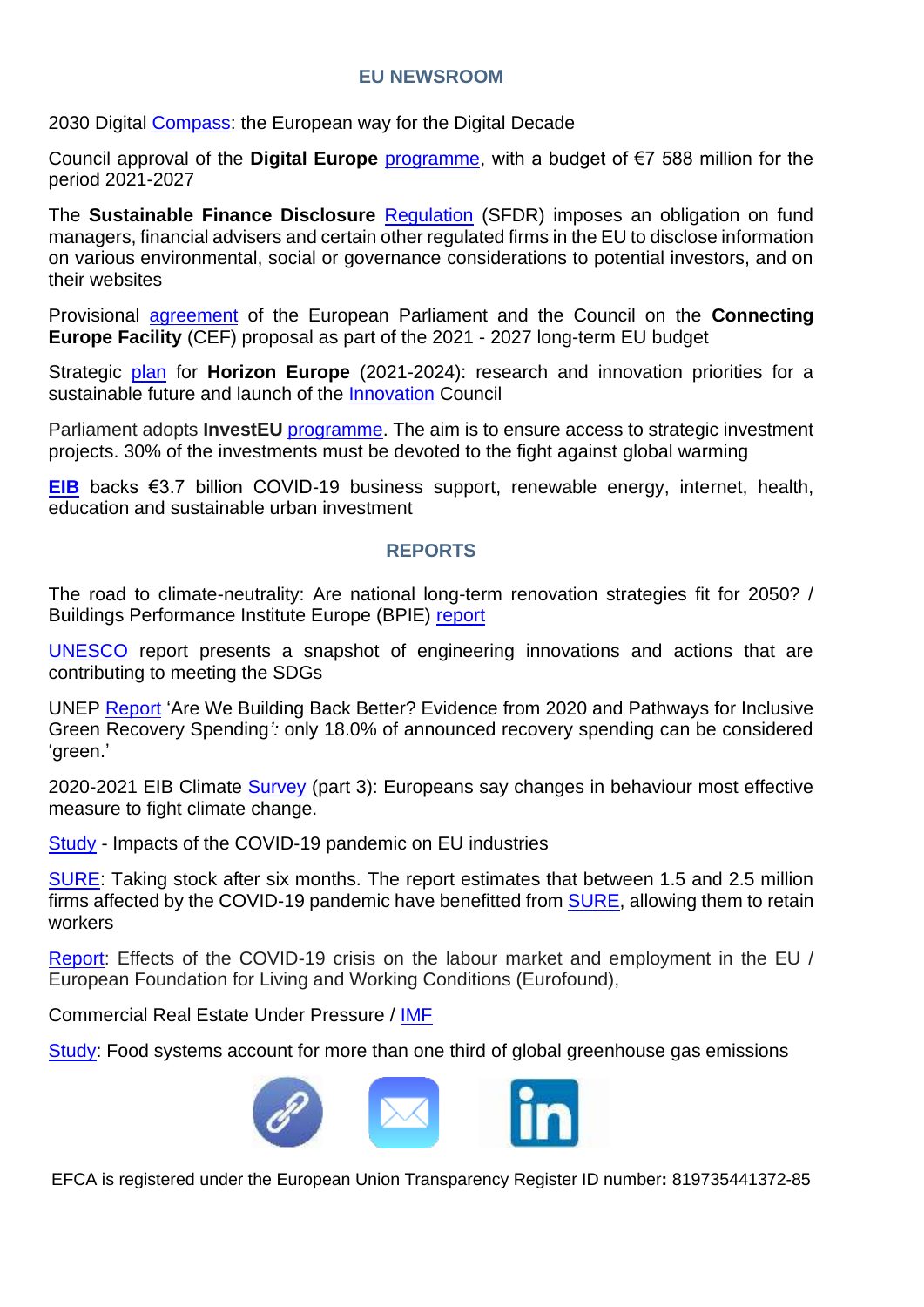## EU NEWSROOM

2030 Digital Compass: the European way for the Digital Decade

Council approval of the **Digital Europe** programme, with a budget of €7 588 million for the period 2021-2027

The **Sustainable Finance Disclosure** Regulation (SFDR) imposes an obligation on fund managers, financial advisers and certain other regulated firms in the EU to disclose information on various environmental, social or governance considerations to potential investors, and on their websites

Provisional agreement of the European Parliament and the Council on the **Connecting Europe Facility** (CEF) proposal as part of the 2021 - 2027 long-term EU budget

Strategic plan for **Horizon Europe** (2021-2024): research and innovation priorities for a sustainable future and launch of the Innovation Council

Parliament adopts **InvestEU** programme. The aim is to ensure access to strategic investment projects. 30% of the investments must be devoted to the fight against global warming

**EIB** backs €3.7 billion COVID-19 business support, renewable energy, internet, health, education and sustainable urban investment

## REPORTS

The road to climate-neutrality: Are national long-term renovation strategies fit for 2050? / Buildings Performance Institute Europe (BPIE) report

UNESCO report presents a snapshot of engineering innovations and actions that are contributing to meeting the SDGs

UNEP Report 'Are We Building Back Better? Evidence from 2020 and Pathways for Inclusive Green Recovery Spending': only 18.0% of announced recovery spending can be considered 'green.'

2020-2021 EIB Climate Survey (part 3): Europeans say changes in behaviour most effective measure to fight climate change.

Study - Impacts of the COVID-19 pandemic on EU industries

SURE: Taking stock after six months. The report estimates that between 1.5 and 2.5 million firms affected by the COVID-19 pandemic have benefitted from SURE, allowing them to retain workers

Report: Effects of the COVID-19 crisis on the labour market and employment in the EU / European Foundation for Living and Working Conditions (Eurofound),

Commercial Real Estate Under Pressure / IMF

Study: Food systems account for more than one third of global greenhouse gas emissions

EFCA is registered under the European Union Transparency Register ID number**:** 819735441372-85